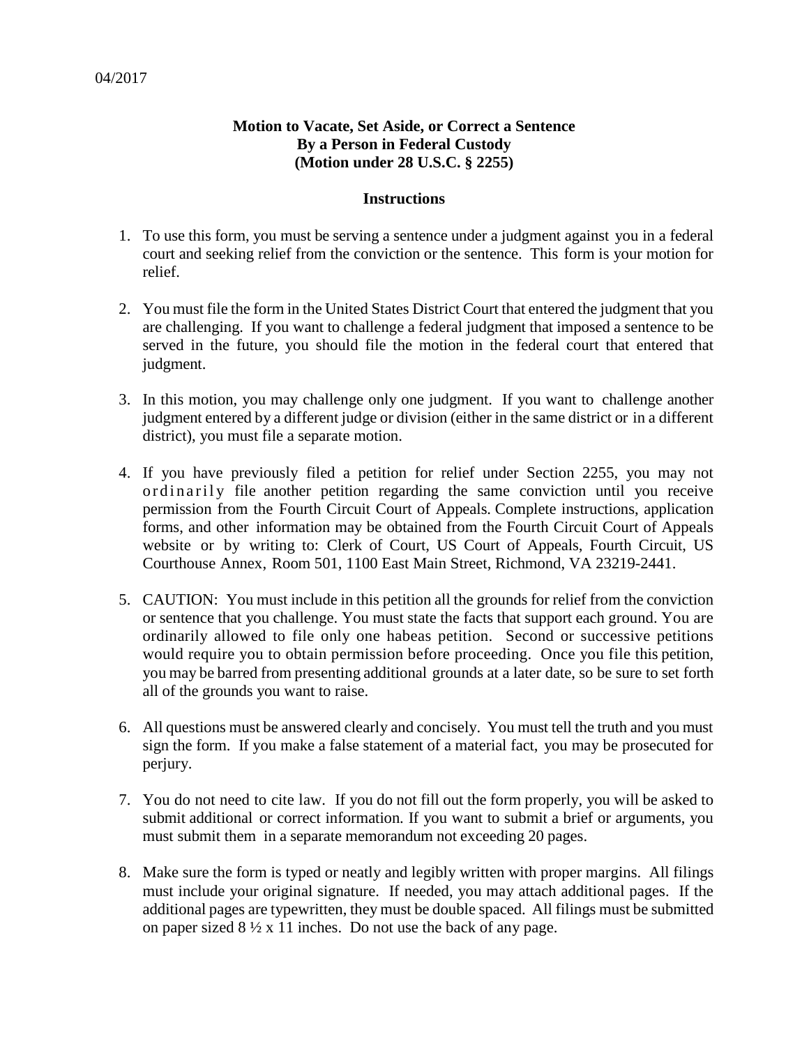04/2017

**Motion to Vacate, Set Aside, or Correct a Sentence**
**By a Person in Federal Custody**
**(Motion under 28 U.S.C. § 2255)**

**Instructions**

1. To use this form, you must be serving a sentence under a judgment against you in a federal court and seeking relief from the conviction or the sentence. This form is your motion for relief.

2. You must file the form in the United States District Court that entered the judgment that you are challenging. If you want to challenge a federal judgment that imposed a sentence to be served in the future, you should file the motion in the federal court that entered that judgment.

3. In this motion, you may challenge only one judgment. If you want to challenge another judgment entered by a different judge or division (either in the same district or in a different district), you must file a separate motion.

4. If you have previously filed a petition for relief under Section 2255, you may not ordinarily file another petition regarding the same conviction until you receive permission from the Fourth Circuit Court of Appeals. Complete instructions, application forms, and other information may be obtained from the Fourth Circuit Court of Appeals website or by writing to: Clerk of Court, US Court of Appeals, Fourth Circuit, US Courthouse Annex, Room 501, 1100 East Main Street, Richmond, VA 23219-2441.

5. CAUTION: You must include in this petition all the grounds for relief from the conviction or sentence that you challenge. You must state the facts that support each ground. You are ordinarily allowed to file only one habeas petition. Second or successive petitions would require you to obtain permission before proceeding. Once you file this petition, you may be barred from presenting additional grounds at a later date, so be sure to set forth all of the grounds you want to raise.

6. All questions must be answered clearly and concisely. You must tell the truth and you must sign the form. If you make a false statement of a material fact, you may be prosecuted for perjury.

7. You do not need to cite law. If you do not fill out the form properly, you will be asked to submit additional or correct information. If you want to submit a brief or arguments, you must submit them in a separate memorandum not exceeding 20 pages.

8. Make sure the form is typed or neatly and legibly written with proper margins. All filings must include your original signature. If needed, you may attach additional pages. If the additional pages are typewritten, they must be double spaced. All filings must be submitted on paper sized 8 ½ x 11 inches. Do not use the back of any page.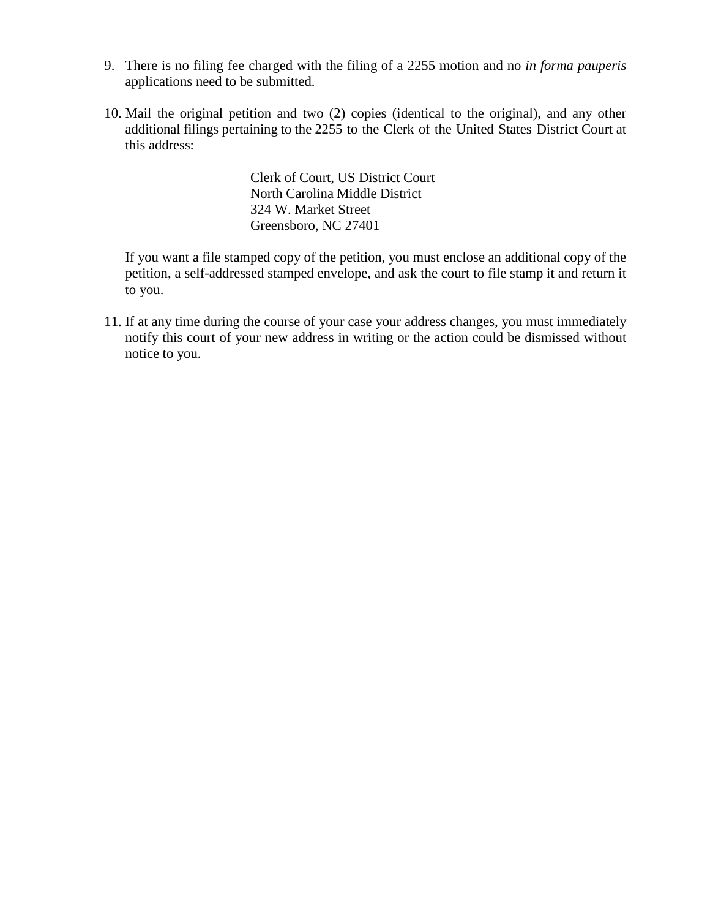9. There is no filing fee charged with the filing of a 2255 motion and no *in forma pauperis* applications need to be submitted.

10. Mail the original petition and two (2) copies (identical to the original), and any other additional filings pertaining to the 2255 to the Clerk of the United States District Court at this address:

    Clerk of Court, US District Court
    North Carolina Middle District
    324 W. Market Street
    Greensboro, NC 27401

    If you want a file stamped copy of the petition, you must enclose an additional copy of the petition, a self-addressed stamped envelope, and ask the court to file stamp it and return it to you.

11. If at any time during the course of your case your address changes, you must immediately notify this court of your new address in writing or the action could be dismissed without notice to you.